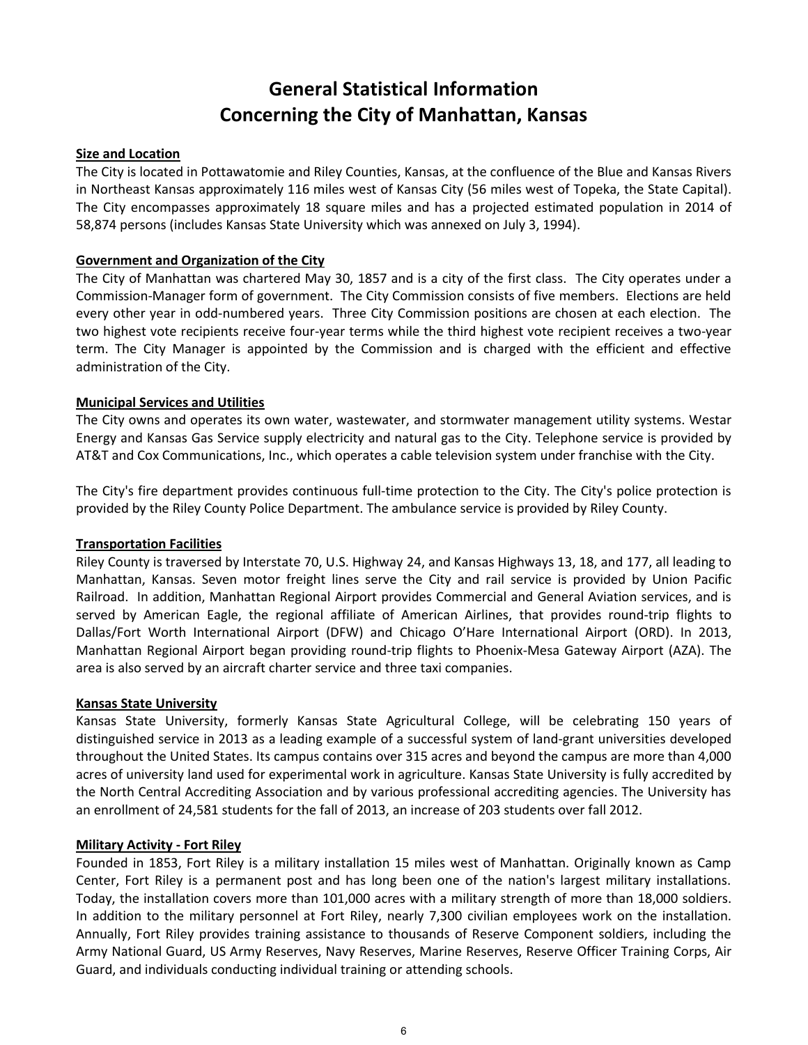# General Statistical Information Concerning the City of Manhattan, Kansas

## Size and Location

The City is located in Pottawatomie and Riley Counties, Kansas, at the confluence of the Blue and Kansas Rivers in Northeast Kansas approximately 116 miles west of Kansas City (56 miles west of Topeka, the State Capital). The City encompasses approximately 18 square miles and has a projected estimated population in 2014 of 58,874 persons (includes Kansas State University which was annexed on July 3, 1994).

## Government and Organization of the City

The City of Manhattan was chartered May 30, 1857 and is a city of the first class. The City operates under a Commission-Manager form of government. The City Commission consists of five members. Elections are held every other year in odd-numbered years. Three City Commission positions are chosen at each election. The two highest vote recipients receive four-year terms while the third highest vote recipient receives a two-year term. The City Manager is appointed by the Commission and is charged with the efficient and effective administration of the City.

## Municipal Services and Utilities

The City owns and operates its own water, wastewater, and stormwater management utility systems. Westar Energy and Kansas Gas Service supply electricity and natural gas to the City. Telephone service is provided by AT&T and Cox Communications, Inc., which operates a cable television system under franchise with the City.

The City's fire department provides continuous full-time protection to the City. The City's police protection is provided by the Riley County Police Department. The ambulance service is provided by Riley County.

## Transportation Facilities

Riley County is traversed by Interstate 70, U.S. Highway 24, and Kansas Highways 13, 18, and 177, all leading to Manhattan, Kansas. Seven motor freight lines serve the City and rail service is provided by Union Pacific Railroad. In addition, Manhattan Regional Airport provides Commercial and General Aviation services, and is served by American Eagle, the regional affiliate of American Airlines, that provides round-trip flights to Dallas/Fort Worth International Airport (DFW) and Chicago O'Hare International Airport (ORD). In 2013, Manhattan Regional Airport began providing round-trip flights to Phoenix-Mesa Gateway Airport (AZA). The area is also served by an aircraft charter service and three taxi companies.

## Kansas State University

Kansas State University, formerly Kansas State Agricultural College, will be celebrating 150 years of distinguished service in 2013 as a leading example of a successful system of land-grant universities developed throughout the United States. Its campus contains over 315 acres and beyond the campus are more than 4,000 acres of university land used for experimental work in agriculture. Kansas State University is fully accredited by the North Central Accrediting Association and by various professional accrediting agencies. The University has an enrollment of 24,581 students for the fall of 2013, an increase of 203 students over fall 2012.

## Military Activity - Fort Riley

Founded in 1853, Fort Riley is a military installation 15 miles west of Manhattan. Originally known as Camp Center, Fort Riley is a permanent post and has long been one of the nation's largest military installations. Today, the installation covers more than 101,000 acres with a military strength of more than 18,000 soldiers. In addition to the military personnel at Fort Riley, nearly 7,300 civilian employees work on the installation. Annually, Fort Riley provides training assistance to thousands of Reserve Component soldiers, including the Army National Guard, US Army Reserves, Navy Reserves, Marine Reserves, Reserve Officer Training Corps, Air Guard, and individuals conducting individual training or attending schools.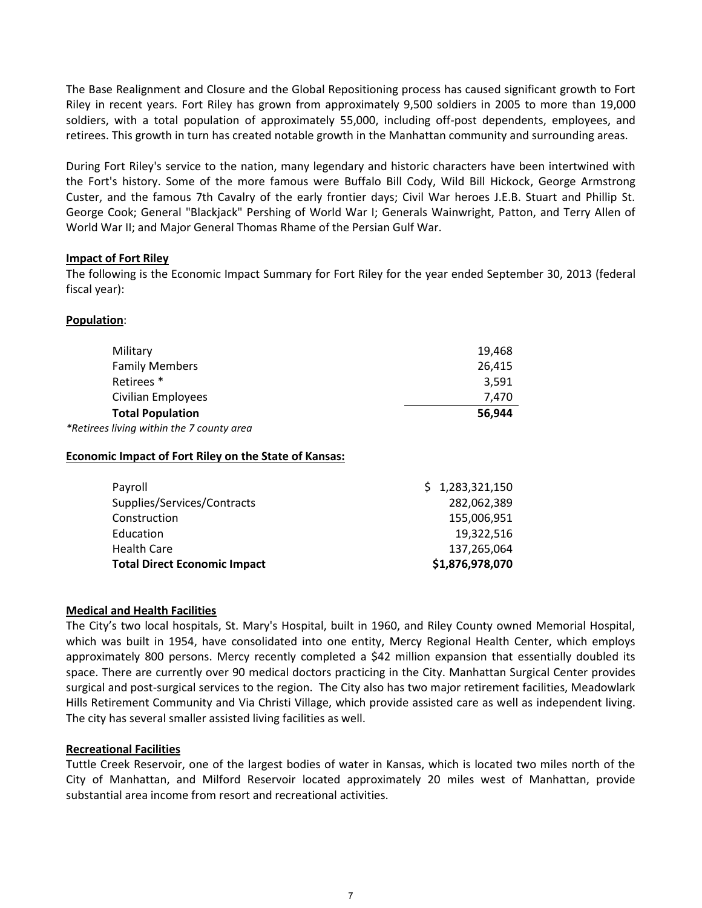The Base Realignment and Closure and the Global Repositioning process has caused significant growth to Fort Riley in recent years. Fort Riley has grown from approximately 9,500 soldiers in 2005 to more than 19,000 soldiers, with a total population of approximately 55,000, including off-post dependents, employees, and retirees. This growth in turn has created notable growth in the Manhattan community and surrounding areas.

During Fort Riley's service to the nation, many legendary and historic characters have been intertwined with the Fort's history. Some of the more famous were Buffalo Bill Cody, Wild Bill Hickock, George Armstrong Custer, and the famous 7th Cavalry of the early frontier days; Civil War heroes J.E.B. Stuart and Phillip St. George Cook; General "Blackjack" Pershing of World War I; Generals Wainwright, Patton, and Terry Allen of World War II; and Major General Thomas Rhame of the Persian Gulf War.

**Impact of Fort Riley**

The following is the Economic Impact Summary for Fort Riley for the year ended September 30, 2013 (federal fiscal year):

**Population**:

| | |
|---|---|
| Military | 19,468 |
| Family Members | 26,415 |
| Retirees * | 3,591 |
| Civilian Employees | 7,470 |
| **Total Population** | **56,944** |

*\*Retirees living within the 7 county area*

**Economic Impact of Fort Riley on the State of Kansas:**

| | |
|---|---|
| Payroll | $ 1,283,321,150 |
| Supplies/Services/Contracts | 282,062,389 |
| Construction | 155,006,951 |
| Education | 19,322,516 |
| Health Care | 137,265,064 |
| **Total Direct Economic Impact** | **$1,876,978,070** |

**Medical and Health Facilities**

The City's two local hospitals, St. Mary's Hospital, built in 1960, and Riley County owned Memorial Hospital, which was built in 1954, have consolidated into one entity, Mercy Regional Health Center, which employs approximately 800 persons. Mercy recently completed a $42 million expansion that essentially doubled its space. There are currently over 90 medical doctors practicing in the City. Manhattan Surgical Center provides surgical and post-surgical services to the region. The City also has two major retirement facilities, Meadowlark Hills Retirement Community and Via Christi Village, which provide assisted care as well as independent living. The city has several smaller assisted living facilities as well.

**Recreational Facilities**

Tuttle Creek Reservoir, one of the largest bodies of water in Kansas, which is located two miles north of the City of Manhattan, and Milford Reservoir located approximately 20 miles west of Manhattan, provide substantial area income from resort and recreational activities.